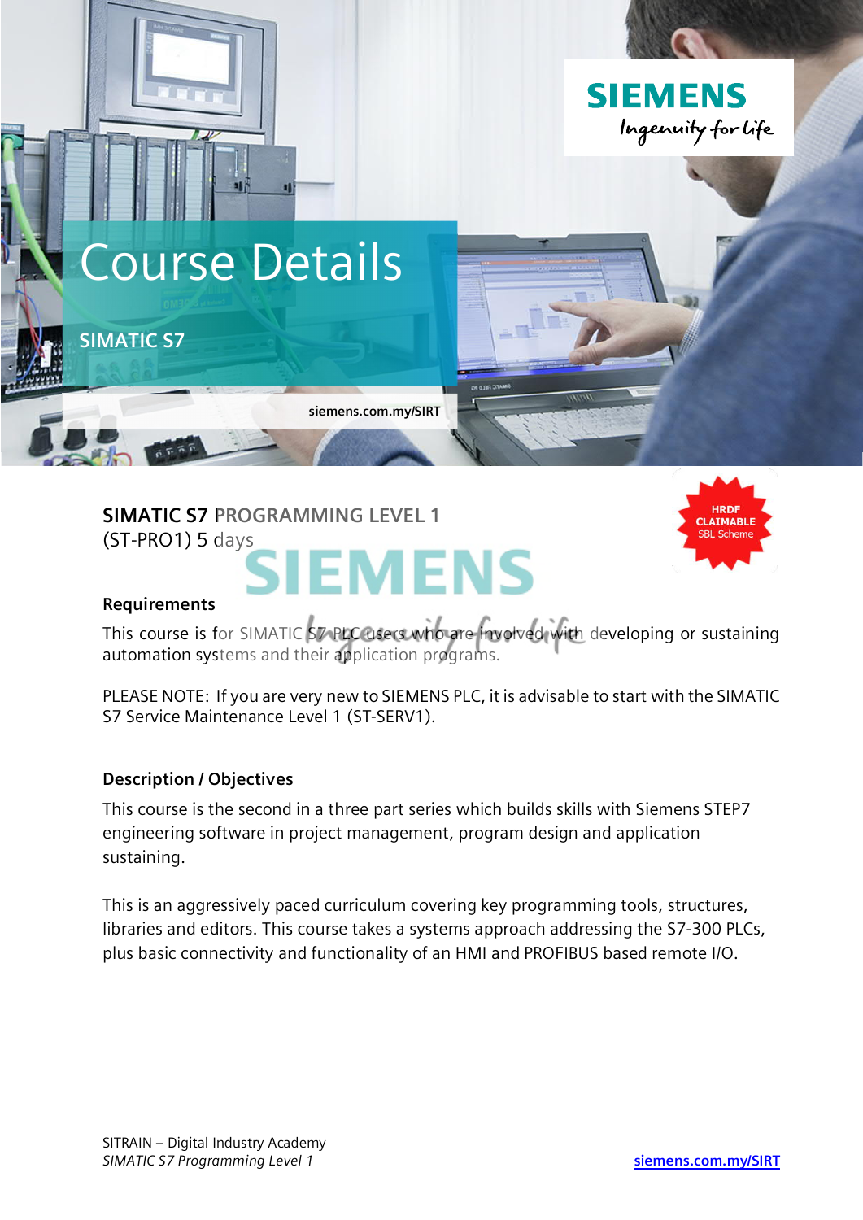# Course Details

## SIMATIC S7

siemens.com.my/SIRT

HRDF CLAIMABLE SBL Scheme

**SIMATIC S7 PROGRAMMING LEVEL 1**
(ST-PRO1) 5 days

### Requirements

This course is for SIMATIC S7 PLC users who are involved with developing or sustaining automation systems and their application programs.

PLEASE NOTE: If you are very new to SIEMENS PLC, it is advisable to start with the SIMATIC S7 Service Maintenance Level 1 (ST-SERV1).

### Description / Objectives

This course is the second in a three part series which builds skills with Siemens STEP7 engineering software in project management, program design and application sustaining.

This is an aggressively paced curriculum covering key programming tools, structures, libraries and editors. This course takes a systems approach addressing the S7-300 PLCs, plus basic connectivity and functionality of an HMI and PROFIBUS based remote I/O.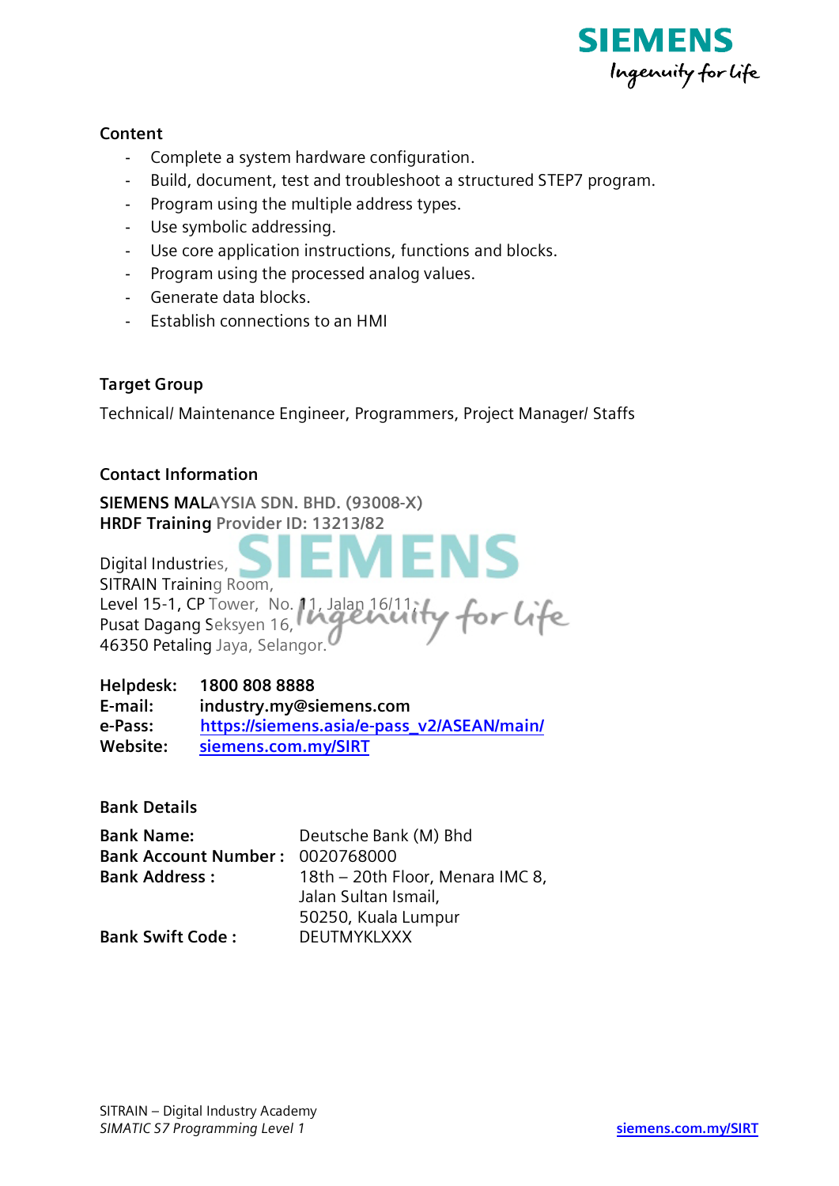### Content

- Complete a system hardware configuration.
- Build, document, test and troubleshoot a structured STEP7 program.
- Program using the multiple address types.
- Use symbolic addressing.
- Use core application instructions, functions and blocks.
- Program using the processed analog values.
- Generate data blocks.
- Establish connections to an HMI

### Target Group

Technical/ Maintenance Engineer, Programmers, Project Manager/ Staffs

### Contact Information

**SIEMENS MALAYSIA SDN. BHD. (93008-X)**
**HRDF Training Provider ID: 13213/82**

Digital Industries,
SITRAIN Training Room,
Level 15-1, CP Tower, No. 11, Jalan 16/11,
Pusat Dagang Seksyen 16,
46350 Petaling Jaya, Selangor.

**Helpdesk:** **1800 808 8888**
**E-mail:** **industry.my@siemens.com**
**e-Pass:** **https://siemens.asia/e-pass_v2/ASEAN/main/**
**Website:** **siemens.com.my/SIRT**

### Bank Details

| | |
|---|---|
| **Bank Name:** | Deutsche Bank (M) Bhd |
| **Bank Account Number :** | 0020768000 |
| **Bank Address :** | 18th – 20th Floor, Menara IMC 8, Jalan Sultan Ismail, 50250, Kuala Lumpur |
| **Bank Swift Code :** | DEUTMYKLXXX |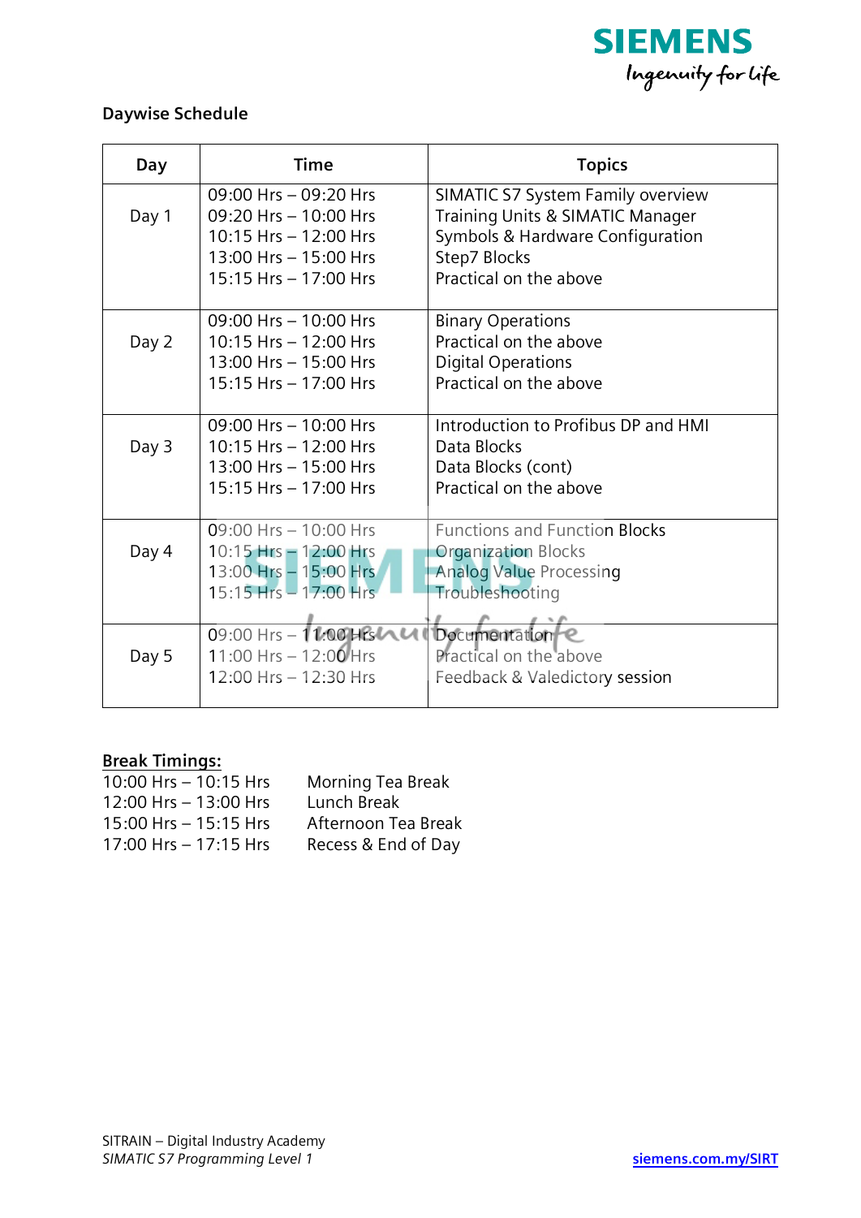### Daywise Schedule

| Day | Time | Topics |
|---|---|---|
| Day 1 | 09:00 Hrs – 09:20 Hrs<br>09:20 Hrs – 10:00 Hrs<br>10:15 Hrs – 12:00 Hrs<br>13:00 Hrs – 15:00 Hrs<br>15:15 Hrs – 17:00 Hrs | SIMATIC S7 System Family overview<br>Training Units & SIMATIC Manager<br>Symbols & Hardware Configuration<br>Step7 Blocks<br>Practical on the above |
| Day 2 | 09:00 Hrs – 10:00 Hrs<br>10:15 Hrs – 12:00 Hrs<br>13:00 Hrs – 15:00 Hrs<br>15:15 Hrs – 17:00 Hrs | Binary Operations<br>Practical on the above<br>Digital Operations<br>Practical on the above |
| Day 3 | 09:00 Hrs – 10:00 Hrs<br>10:15 Hrs – 12:00 Hrs<br>13:00 Hrs – 15:00 Hrs<br>15:15 Hrs – 17:00 Hrs | Introduction to Profibus DP and HMI<br>Data Blocks<br>Data Blocks (cont)<br>Practical on the above |
| Day 4 | 09:00 Hrs – 10:00 Hrs<br>10:15 Hrs – 12:00 Hrs<br>13:00 Hrs – 15:00 Hrs<br>15:15 Hrs – 17:00 Hrs | Functions and Function Blocks<br>Organization Blocks<br>Analog Value Processing<br>Troubleshooting |
| Day 5 | 09:00 Hrs – 11:00 Hrs<br>11:00 Hrs – 12:00 Hrs<br>12:00 Hrs – 12:30 Hrs | Documentation<br>Practical on the above<br>Feedback & Valedictory session |

**Break Timings:**

| | |
|---|---|
| 10:00 Hrs – 10:15 Hrs | Morning Tea Break |
| 12:00 Hrs – 13:00 Hrs | Lunch Break |
| 15:00 Hrs – 15:15 Hrs | Afternoon Tea Break |
| 17:00 Hrs – 17:15 Hrs | Recess & End of Day |